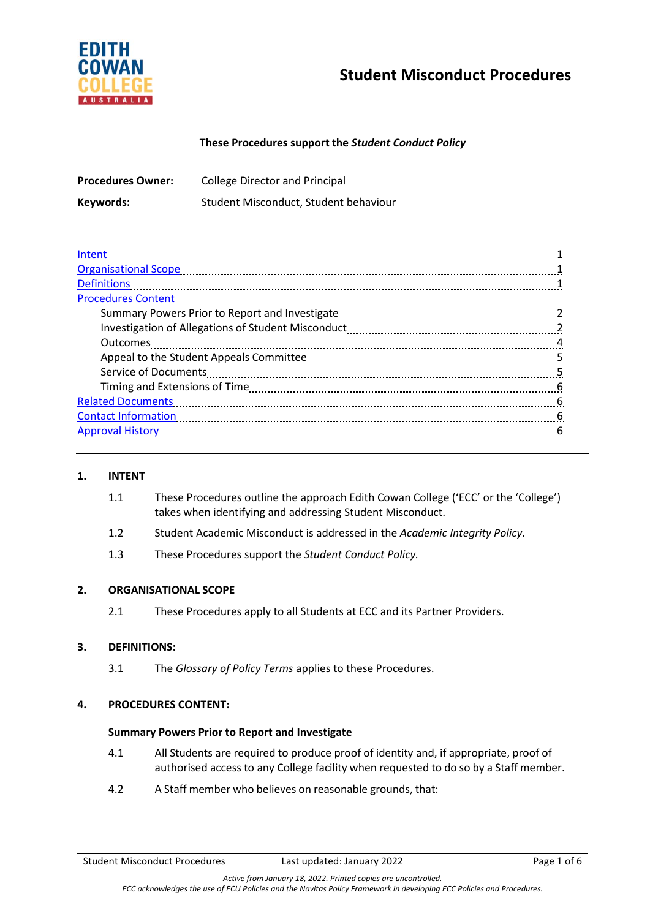EDITH COWAN COLLEGE AUSTRALIA

# Student Misconduct Procedures

**These Procedures support the *Student Conduct Policy***

**Procedures Owner:** College Director and Principal

**Keywords:** Student Misconduct, Student behaviour

---

| | |
|---|---|
| Intent | 1 |
| Organisational Scope | 1 |
| Definitions | 1 |
| Procedures Content | |
| Summary Powers Prior to Report and Investigate | 2 |
| Investigation of Allegations of Student Misconduct | 2 |
| Outcomes | 4 |
| Appeal to the Student Appeals Committee | 5 |
| Service of Documents | 5 |
| Timing and Extensions of Time | 6 |
| Related Documents | 6 |
| Contact Information | 6 |
| Approval History | 6 |

---

## 1. INTENT

1.1 These Procedures outline the approach Edith Cowan College ('ECC' or the 'College') takes when identifying and addressing Student Misconduct.

1.2 Student Academic Misconduct is addressed in the *Academic Integrity Policy*.

1.3 These Procedures support the *Student Conduct Policy.*

## 2. ORGANISATIONAL SCOPE

2.1 These Procedures apply to all Students at ECC and its Partner Providers.

## 3. DEFINITIONS:

3.1 The *Glossary of Policy Terms* applies to these Procedures.

## 4. PROCEDURES CONTENT:

### Summary Powers Prior to Report and Investigate

4.1 All Students are required to produce proof of identity and, if appropriate, proof of authorised access to any College facility when requested to do so by a Staff member.

4.2 A Staff member who believes on reasonable grounds, that:

*Active from January 18, 2022. Printed copies are uncontrolled.*

*ECC acknowledges the use of ECU Policies and the Navitas Policy Framework in developing ECC Policies and Procedures.*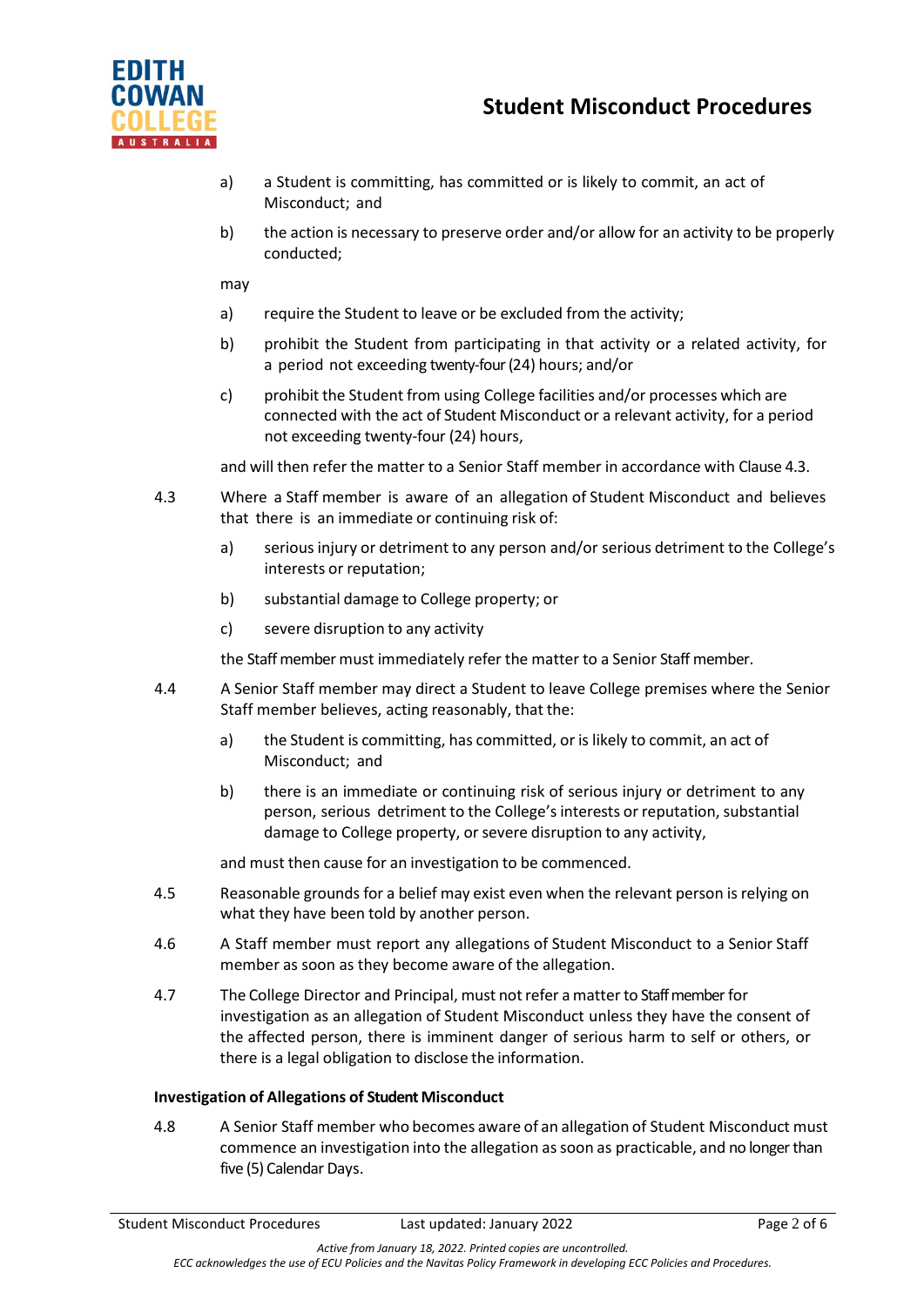a) a Student is committing, has committed or is likely to commit, an act of Misconduct; and

b) the action is necessary to preserve order and/or allow for an activity to be properly conducted;

may

a) require the Student to leave or be excluded from the activity;

b) prohibit the Student from participating in that activity or a related activity, for a period not exceeding twenty-four (24) hours; and/or

c) prohibit the Student from using College facilities and/or processes which are connected with the act of Student Misconduct or a relevant activity, for a period not exceeding twenty-four (24) hours,

and will then refer the matter to a Senior Staff member in accordance with Clause 4.3.

4.3 Where a Staff member is aware of an allegation of Student Misconduct and believes that there is an immediate or continuing risk of:

a) serious injury or detriment to any person and/or serious detriment to the College's interests or reputation;

b) substantial damage to College property; or

c) severe disruption to any activity

the Staff member must immediately refer the matter to a Senior Staff member.

4.4 A Senior Staff member may direct a Student to leave College premises where the Senior Staff member believes, acting reasonably, that the:

a) the Student is committing, has committed, or is likely to commit, an act of Misconduct; and

b) there is an immediate or continuing risk of serious injury or detriment to any person, serious detriment to the College's interests or reputation, substantial damage to College property, or severe disruption to any activity,

and must then cause for an investigation to be commenced.

4.5 Reasonable grounds for a belief may exist even when the relevant person is relying on what they have been told by another person.

4.6 A Staff member must report any allegations of Student Misconduct to a Senior Staff member as soon as they become aware of the allegation.

4.7 The College Director and Principal, must not refer a matter to Staff member for investigation as an allegation of Student Misconduct unless they have the consent of the affected person, there is imminent danger of serious harm to self or others, or there is a legal obligation to disclose the information.

**Investigation of Allegations of Student Misconduct**

4.8 A Senior Staff member who becomes aware of an allegation of Student Misconduct must commence an investigation into the allegation as soon as practicable, and no longer than five (5) Calendar Days.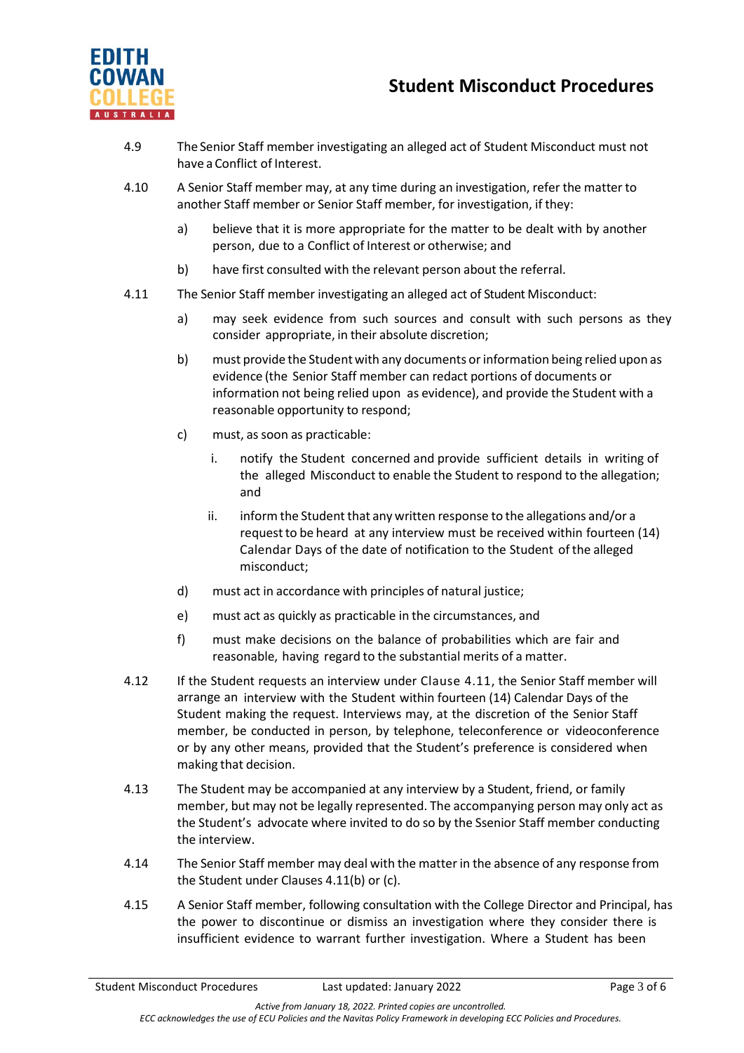4.9 The Senior Staff member investigating an alleged act of Student Misconduct must not have a Conflict of Interest.

4.10 A Senior Staff member may, at any time during an investigation, refer the matter to another Staff member or Senior Staff member, for investigation, if they:

- a) believe that it is more appropriate for the matter to be dealt with by another person, due to a Conflict of Interest or otherwise; and
- b) have first consulted with the relevant person about the referral.

4.11 The Senior Staff member investigating an alleged act of Student Misconduct:

- a) may seek evidence from such sources and consult with such persons as they consider appropriate, in their absolute discretion;
- b) must provide the Student with any documents or information being relied upon as evidence (the Senior Staff member can redact portions of documents or information not being relied upon as evidence), and provide the Student with a reasonable opportunity to respond;
- c) must, as soon as practicable:
  - i. notify the Student concerned and provide sufficient details in writing of the alleged Misconduct to enable the Student to respond to the allegation; and
  - ii. inform the Student that any written response to the allegations and/or a request to be heard at any interview must be received within fourteen (14) Calendar Days of the date of notification to the Student of the alleged misconduct;
- d) must act in accordance with principles of natural justice;
- e) must act as quickly as practicable in the circumstances, and
- f) must make decisions on the balance of probabilities which are fair and reasonable, having regard to the substantial merits of a matter.

4.12 If the Student requests an interview under Clause 4.11, the Senior Staff member will arrange an interview with the Student within fourteen (14) Calendar Days of the Student making the request. Interviews may, at the discretion of the Senior Staff member, be conducted in person, by telephone, teleconference or videoconference or by any other means, provided that the Student's preference is considered when making that decision.

4.13 The Student may be accompanied at any interview by a Student, friend, or family member, but may not be legally represented. The accompanying person may only act as the Student's advocate where invited to do so by the Ssenior Staff member conducting the interview.

4.14 The Senior Staff member may deal with the matter in the absence of any response from the Student under Clauses 4.11(b) or (c).

4.15 A Senior Staff member, following consultation with the College Director and Principal, has the power to discontinue or dismiss an investigation where they consider there is insufficient evidence to warrant further investigation. Where a Student has been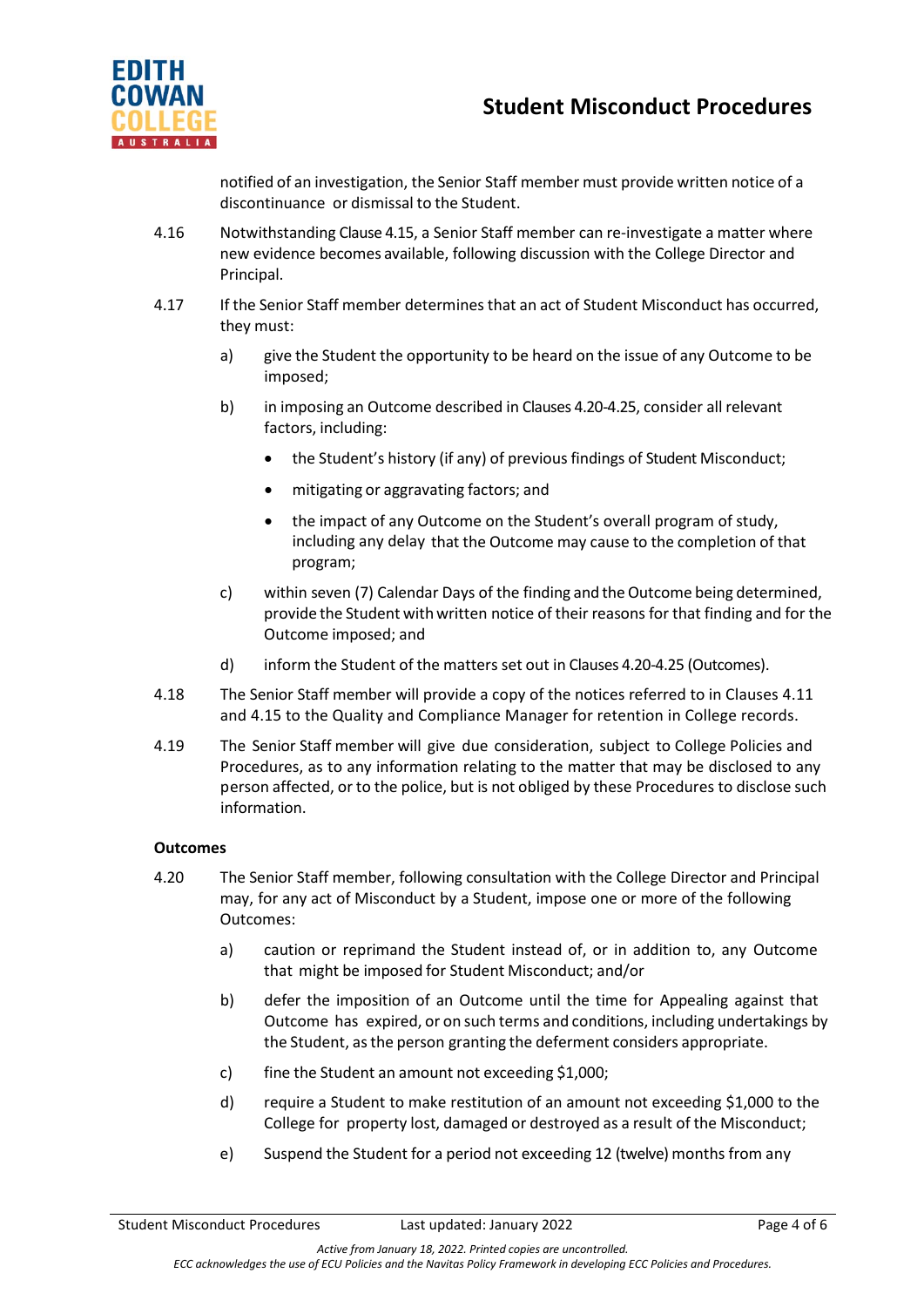notified of an investigation, the Senior Staff member must provide written notice of a discontinuance or dismissal to the Student.

4.16 Notwithstanding Clause 4.15, a Senior Staff member can re-investigate a matter where new evidence becomes available, following discussion with the College Director and Principal.

4.17 If the Senior Staff member determines that an act of Student Misconduct has occurred, they must:

a) give the Student the opportunity to be heard on the issue of any Outcome to be imposed;

b) in imposing an Outcome described in Clauses 4.20-4.25, consider all relevant factors, including:

- the Student's history (if any) of previous findings of Student Misconduct;
- mitigating or aggravating factors; and
- the impact of any Outcome on the Student's overall program of study, including any delay that the Outcome may cause to the completion of that program;

c) within seven (7) Calendar Days of the finding and the Outcome being determined, provide the Student with written notice of their reasons for that finding and for the Outcome imposed; and

d) inform the Student of the matters set out in Clauses 4.20-4.25 (Outcomes).

4.18 The Senior Staff member will provide a copy of the notices referred to in Clauses 4.11 and 4.15 to the Quality and Compliance Manager for retention in College records.

4.19 The Senior Staff member will give due consideration, subject to College Policies and Procedures, as to any information relating to the matter that may be disclosed to any person affected, or to the police, but is not obliged by these Procedures to disclose such information.

**Outcomes**

4.20 The Senior Staff member, following consultation with the College Director and Principal may, for any act of Misconduct by a Student, impose one or more of the following Outcomes:

a) caution or reprimand the Student instead of, or in addition to, any Outcome that might be imposed for Student Misconduct; and/or

b) defer the imposition of an Outcome until the time for Appealing against that Outcome has expired, or on such terms and conditions, including undertakings by the Student, as the person granting the deferment considers appropriate.

c) fine the Student an amount not exceeding $1,000;

d) require a Student to make restitution of an amount not exceeding $1,000 to the College for property lost, damaged or destroyed as a result of the Misconduct;

e) Suspend the Student for a period not exceeding 12 (twelve) months from any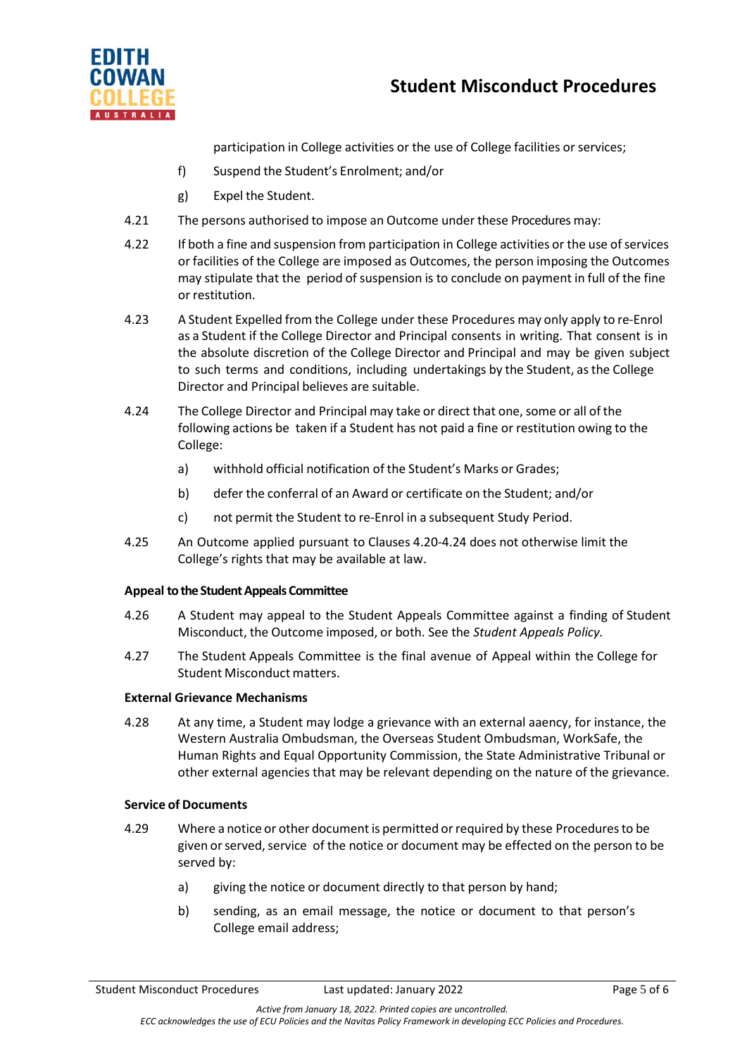participation in College activities or the use of College facilities or services;

f) Suspend the Student's Enrolment; and/or

g) Expel the Student.

4.21 The persons authorised to impose an Outcome under these Procedures may:

4.22 If both a fine and suspension from participation in College activities or the use of services or facilities of the College are imposed as Outcomes, the person imposing the Outcomes may stipulate that the period of suspension is to conclude on payment in full of the fine or restitution.

4.23 A Student Expelled from the College under these Procedures may only apply to re-Enrol as a Student if the College Director and Principal consents in writing. That consent is in the absolute discretion of the College Director and Principal and may be given subject to such terms and conditions, including undertakings by the Student, as the College Director and Principal believes are suitable.

4.24 The College Director and Principal may take or direct that one, some or all of the following actions be taken if a Student has not paid a fine or restitution owing to the College:

a) withhold official notification of the Student's Marks or Grades;

b) defer the conferral of an Award or certificate on the Student; and/or

c) not permit the Student to re-Enrol in a subsequent Study Period.

4.25 An Outcome applied pursuant to Clauses 4.20-4.24 does not otherwise limit the College's rights that may be available at law.

**Appeal to the Student Appeals Committee**

4.26 A Student may appeal to the Student Appeals Committee against a finding of Student Misconduct, the Outcome imposed, or both. See the *Student Appeals Policy.*

4.27 The Student Appeals Committee is the final avenue of Appeal within the College for Student Misconduct matters.

**External Grievance Mechanisms**

4.28 At any time, a Student may lodge a grievance with an external aaency, for instance, the Western Australia Ombudsman, the Overseas Student Ombudsman, WorkSafe, the Human Rights and Equal Opportunity Commission, the State Administrative Tribunal or other external agencies that may be relevant depending on the nature of the grievance.

**Service of Documents**

4.29 Where a notice or other document is permitted or required by these Procedures to be given or served, service of the notice or document may be effected on the person to be served by:

a) giving the notice or document directly to that person by hand;

b) sending, as an email message, the notice or document to that person's College email address;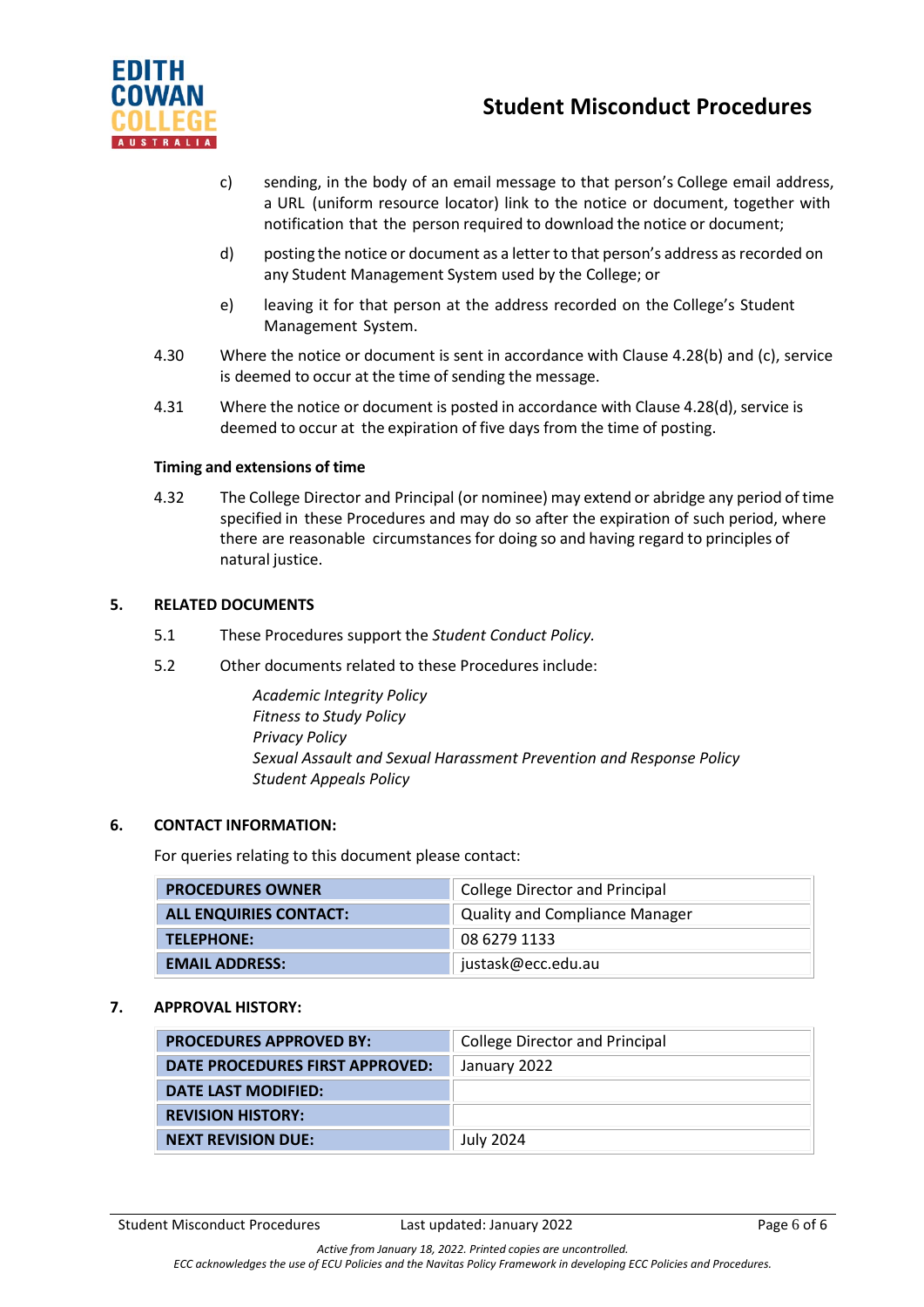c) sending, in the body of an email message to that person's College email address, a URL (uniform resource locator) link to the notice or document, together with notification that the person required to download the notice or document;

d) posting the notice or document as a letter to that person's address as recorded on any Student Management System used by the College; or

e) leaving it for that person at the address recorded on the College's Student Management System.

4.30 Where the notice or document is sent in accordance with Clause 4.28(b) and (c), service is deemed to occur at the time of sending the message.

4.31 Where the notice or document is posted in accordance with Clause 4.28(d), service is deemed to occur at the expiration of five days from the time of posting.

**Timing and extensions of time**

4.32 The College Director and Principal (or nominee) may extend or abridge any period of time specified in these Procedures and may do so after the expiration of such period, where there are reasonable circumstances for doing so and having regard to principles of natural justice.

## 5. RELATED DOCUMENTS

5.1 These Procedures support the *Student Conduct Policy.*

5.2 Other documents related to these Procedures include:

*Academic Integrity Policy*
*Fitness to Study Policy*
*Privacy Policy*
*Sexual Assault and Sexual Harassment Prevention and Response Policy*
*Student Appeals Policy*

## 6. CONTACT INFORMATION:

For queries relating to this document please contact:

| | |
|---|---|
| **PROCEDURES OWNER** | College Director and Principal |
| **ALL ENQUIRIES CONTACT:** | Quality and Compliance Manager |
| **TELEPHONE:** | 08 6279 1133 |
| **EMAIL ADDRESS:** | justask@ecc.edu.au |

## 7. APPROVAL HISTORY:

| | |
|---|---|
| **PROCEDURES APPROVED BY:** | College Director and Principal |
| **DATE PROCEDURES FIRST APPROVED:** | January 2022 |
| **DATE LAST MODIFIED:** | |
| **REVISION HISTORY:** | |
| **NEXT REVISION DUE:** | July 2024 |

*Active from January 18, 2022. Printed copies are uncontrolled.*
*ECC acknowledges the use of ECU Policies and the Navitas Policy Framework in developing ECC Policies and Procedures.*